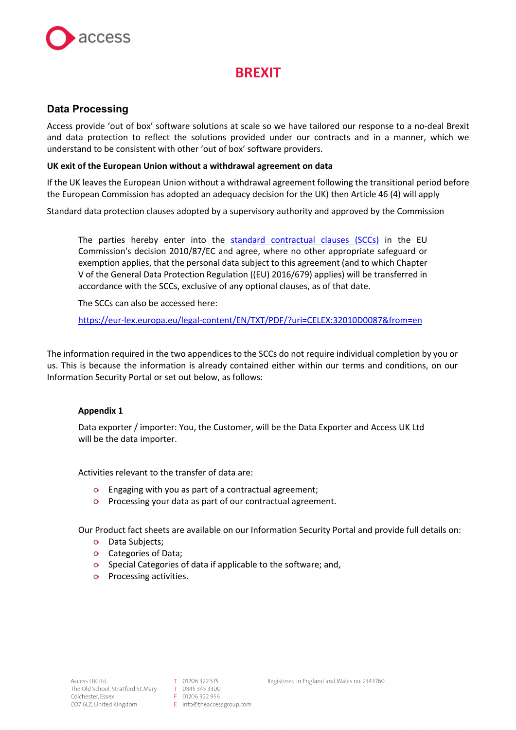# BREXIT

## Data Processing

Access provide 'out of box' software solutions at scale so we have tailored our response to a no-deal Brexit and data protection to reflect the solutions provided under our contracts and in a manner, which we understand to be consistent with other 'out of box' software providers.

**UK exit of the European Union without a withdrawal agreement on data**

If the UK leaves the European Union without a withdrawal agreement following the transitional period before the European Commission has adopted an adequacy decision for the UK) then Article 46 (4) will apply

Standard data protection clauses adopted by a supervisory authority and approved by the Commission

> The parties hereby enter into the [standard contractual clauses (SCCs)](https://eur-lex.europa.eu/legal-content/EN/TXT/PDF/?uri=CELEX:32010D0087&from=en) in the EU Commission's decision 2010/87/EC and agree, where no other appropriate safeguard or exemption applies, that the personal data subject to this agreement (and to which Chapter V of the General Data Protection Regulation ((EU) 2016/679) applies) will be transferred in accordance with the SCCs, exclusive of any optional clauses, as of that date.
>
> The SCCs can also be accessed here:
>
> [https://eur-lex.europa.eu/legal-content/EN/TXT/PDF/?uri=CELEX:32010D0087&from=en](https://eur-lex.europa.eu/legal-content/EN/TXT/PDF/?uri=CELEX:32010D0087&from=en)

The information required in the two appendices to the SCCs do not require individual completion by you or us. This is because the information is already contained either within our terms and conditions, on our Information Security Portal or set out below, as follows:

**Appendix 1**

Data exporter / importer: You, the Customer, will be the Data Exporter and Access UK Ltd will be the data importer.

Activities relevant to the transfer of data are:

- Engaging with you as part of a contractual agreement;
- Processing your data as part of our contractual agreement.

Our Product fact sheets are available on our Information Security Portal and provide full details on:

- Data Subjects;
- Categories of Data;
- Special Categories of data if applicable to the software; and,
- Processing activities.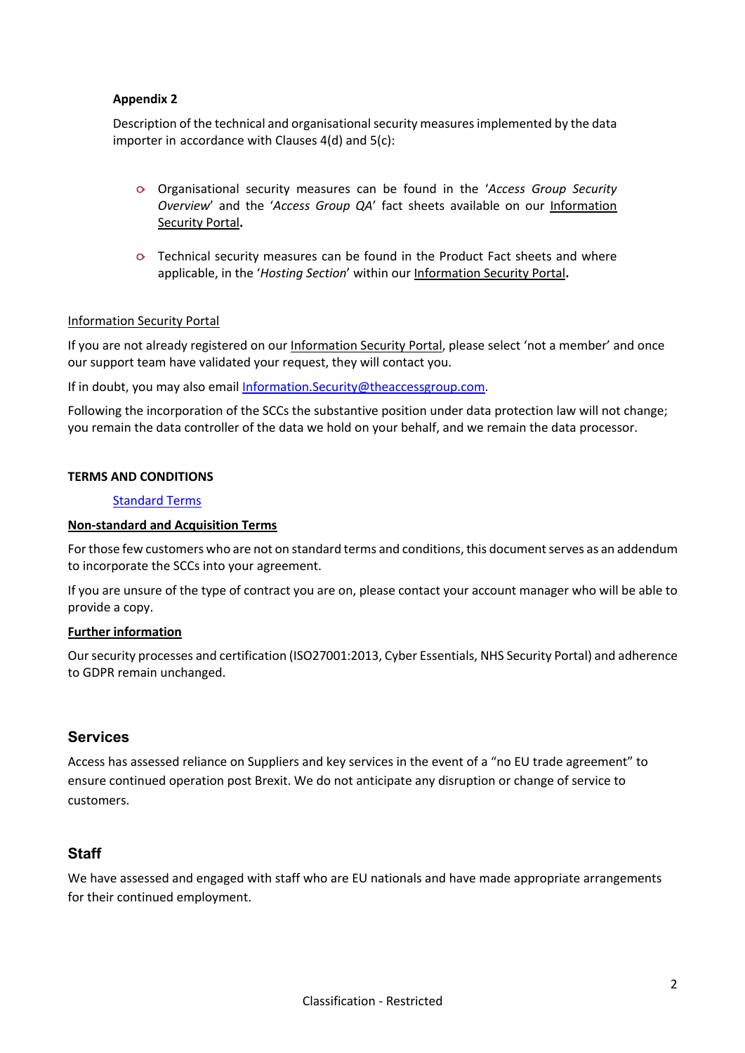**Appendix 2**

Description of the technical and organisational security measures implemented by the data importer in accordance with Clauses 4(d) and 5(c):

- Organisational security measures can be found in the '*Access Group Security Overview*' and the '*Access Group QA*' fact sheets available on our Information Security Portal**.**
- Technical security measures can be found in the Product Fact sheets and where applicable, in the '*Hosting Section*' within our Information Security Portal**.**

Information Security Portal

If you are not already registered on our Information Security Portal, please select 'not a member' and once our support team have validated your request, they will contact you.

If in doubt, you may also email Information.Security@theaccessgroup.com.

Following the incorporation of the SCCs the substantive position under data protection law will not change; you remain the data controller of the data we hold on your behalf, and we remain the data processor.

**TERMS AND CONDITIONS**

Standard Terms

**Non-standard and Acquisition Terms**

For those few customers who are not on standard terms and conditions, this document serves as an addendum to incorporate the SCCs into your agreement.

If you are unsure of the type of contract you are on, please contact your account manager who will be able to provide a copy.

**Further information**

Our security processes and certification (ISO27001:2013, Cyber Essentials, NHS Security Portal) and adherence to GDPR remain unchanged.

## Services

Access has assessed reliance on Suppliers and key services in the event of a "no EU trade agreement" to ensure continued operation post Brexit. We do not anticipate any disruption or change of service to customers.

## Staff

We have assessed and engaged with staff who are EU nationals and have made appropriate arrangements for their continued employment.

Classification - Restricted